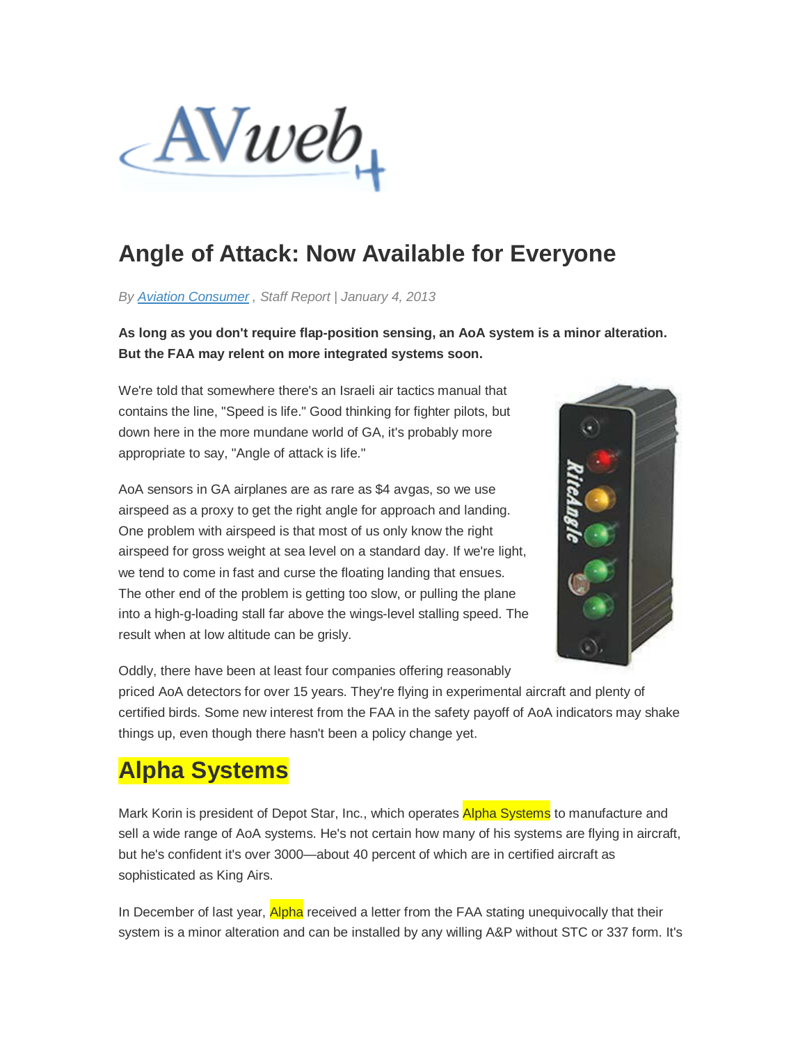# Angle of Attack: Now Available for Everyone

*By Aviation Consumer , Staff Report | January 4, 2013*

**As long as you don't require flap-position sensing, an AoA system is a minor alteration. But the FAA may relent on more integrated systems soon.**

We're told that somewhere there's an Israeli air tactics manual that contains the line, "Speed is life." Good thinking for fighter pilots, but down here in the more mundane world of GA, it's probably more appropriate to say, "Angle of attack is life."

AoA sensors in GA airplanes are as rare as $4 avgas, so we use airspeed as a proxy to get the right angle for approach and landing. One problem with airspeed is that most of us only know the right airspeed for gross weight at sea level on a standard day. If we're light, we tend to come in fast and curse the floating landing that ensues. The other end of the problem is getting too slow, or pulling the plane into a high-g-loading stall far above the wings-level stalling speed. The result when at low altitude can be grisly.

Oddly, there have been at least four companies offering reasonably priced AoA detectors for over 15 years. They're flying in experimental aircraft and plenty of certified birds. Some new interest from the FAA in the safety payoff of AoA indicators may shake things up, even though there hasn't been a policy change yet.

## Alpha Systems

Mark Korin is president of Depot Star, Inc., which operates Alpha Systems to manufacture and sell a wide range of AoA systems. He's not certain how many of his systems are flying in aircraft, but he's confident it's over 3000—about 40 percent of which are in certified aircraft as sophisticated as King Airs.

In December of last year, Alpha received a letter from the FAA stating unequivocally that their system is a minor alteration and can be installed by any willing A&P without STC or 337 form. It's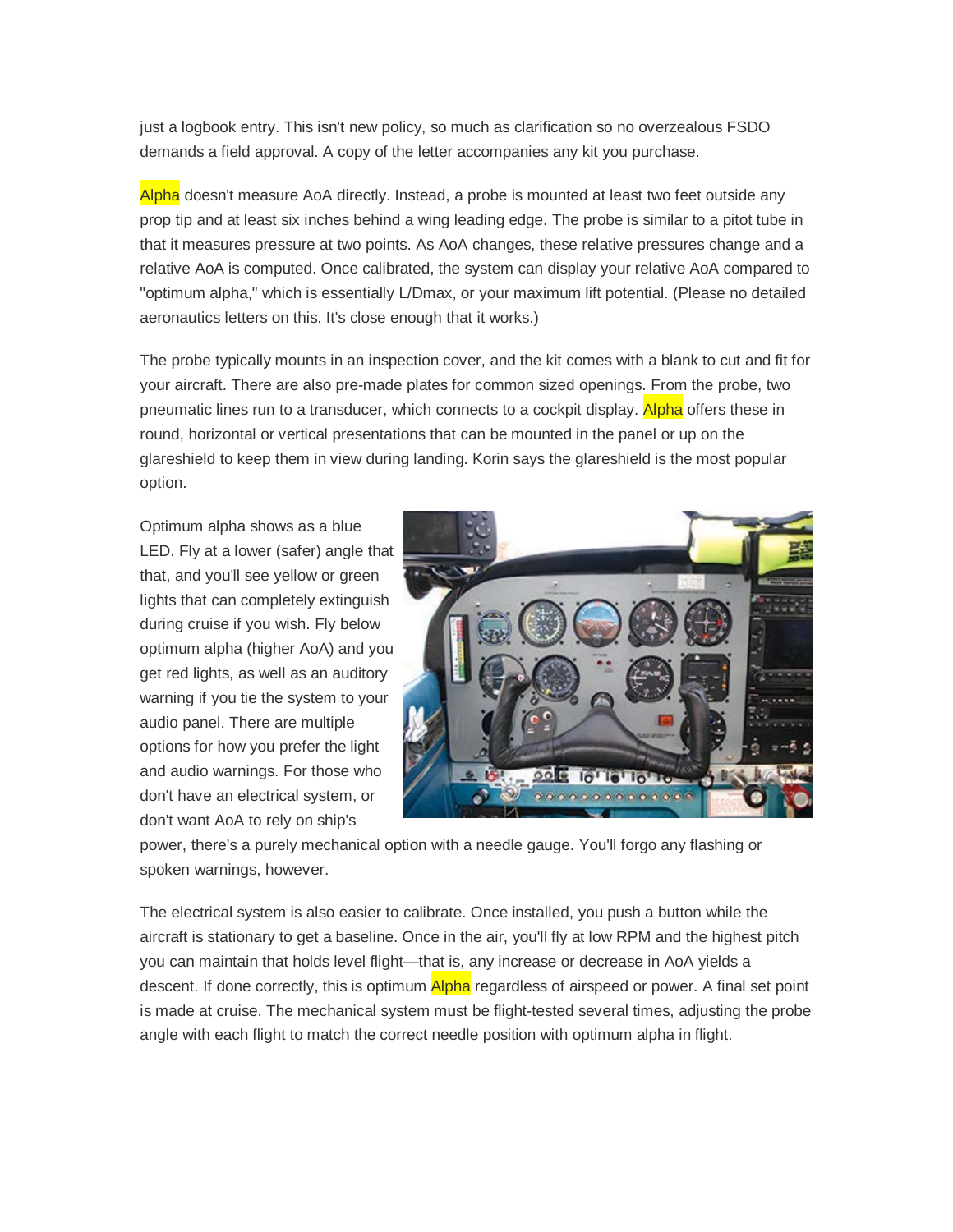just a logbook entry. This isn't new policy, so much as clarification so no overzealous FSDO demands a field approval. A copy of the letter accompanies any kit you purchase.

Alpha doesn't measure AoA directly. Instead, a probe is mounted at least two feet outside any prop tip and at least six inches behind a wing leading edge. The probe is similar to a pitot tube in that it measures pressure at two points. As AoA changes, these relative pressures change and a relative AoA is computed. Once calibrated, the system can display your relative AoA compared to "optimum alpha," which is essentially L/Dmax, or your maximum lift potential. (Please no detailed aeronautics letters on this. It's close enough that it works.)

The probe typically mounts in an inspection cover, and the kit comes with a blank to cut and fit for your aircraft. There are also pre-made plates for common sized openings. From the probe, two pneumatic lines run to a transducer, which connects to a cockpit display. Alpha offers these in round, horizontal or vertical presentations that can be mounted in the panel or up on the glareshield to keep them in view during landing. Korin says the glareshield is the most popular option.

Optimum alpha shows as a blue LED. Fly at a lower (safer) angle that that, and you'll see yellow or green lights that can completely extinguish during cruise if you wish. Fly below optimum alpha (higher AoA) and you get red lights, as well as an auditory warning if you tie the system to your audio panel. There are multiple options for how you prefer the light and audio warnings. For those who don't have an electrical system, or don't want AoA to rely on ship's power, there's a purely mechanical option with a needle gauge. You'll forgo any flashing or spoken warnings, however.

The electrical system is also easier to calibrate. Once installed, you push a button while the aircraft is stationary to get a baseline. Once in the air, you'll fly at low RPM and the highest pitch you can maintain that holds level flight—that is, any increase or decrease in AoA yields a descent. If done correctly, this is optimum Alpha regardless of airspeed or power. A final set point is made at cruise. The mechanical system must be flight-tested several times, adjusting the probe angle with each flight to match the correct needle position with optimum alpha in flight.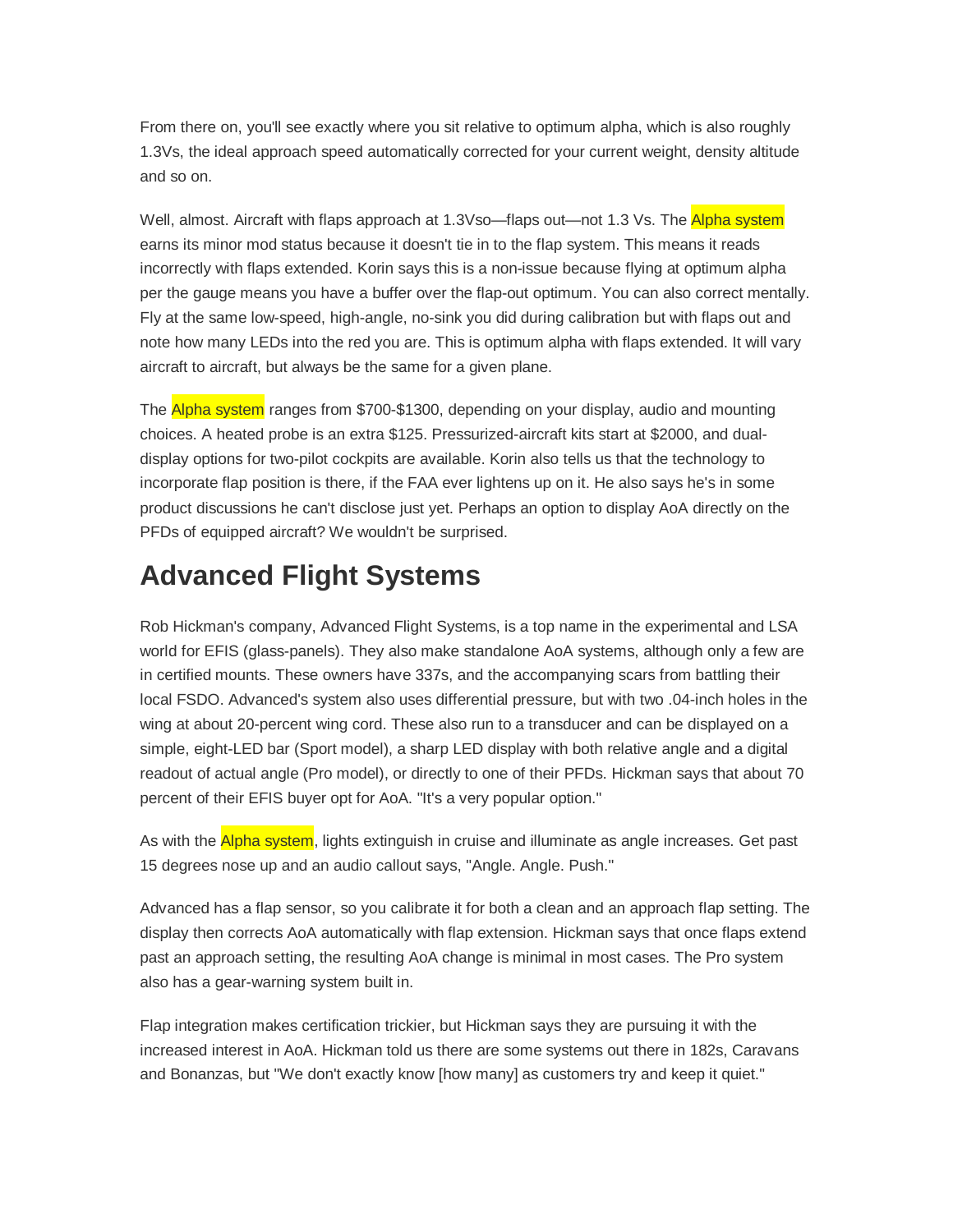From there on, you'll see exactly where you sit relative to optimum alpha, which is also roughly 1.3Vs, the ideal approach speed automatically corrected for your current weight, density altitude and so on.

Well, almost. Aircraft with flaps approach at 1.3Vso—flaps out—not 1.3 Vs. The Alpha system earns its minor mod status because it doesn't tie in to the flap system. This means it reads incorrectly with flaps extended. Korin says this is a non-issue because flying at optimum alpha per the gauge means you have a buffer over the flap-out optimum. You can also correct mentally. Fly at the same low-speed, high-angle, no-sink you did during calibration but with flaps out and note how many LEDs into the red you are. This is optimum alpha with flaps extended. It will vary aircraft to aircraft, but always be the same for a given plane.

The Alpha system ranges from $700-$1300, depending on your display, audio and mounting choices. A heated probe is an extra $125. Pressurized-aircraft kits start at $2000, and dual-display options for two-pilot cockpits are available. Korin also tells us that the technology to incorporate flap position is there, if the FAA ever lightens up on it. He also says he's in some product discussions he can't disclose just yet. Perhaps an option to display AoA directly on the PFDs of equipped aircraft? We wouldn't be surprised.

## Advanced Flight Systems

Rob Hickman's company, Advanced Flight Systems, is a top name in the experimental and LSA world for EFIS (glass-panels). They also make standalone AoA systems, although only a few are in certified mounts. These owners have 337s, and the accompanying scars from battling their local FSDO. Advanced's system also uses differential pressure, but with two .04-inch holes in the wing at about 20-percent wing cord. These also run to a transducer and can be displayed on a simple, eight-LED bar (Sport model), a sharp LED display with both relative angle and a digital readout of actual angle (Pro model), or directly to one of their PFDs. Hickman says that about 70 percent of their EFIS buyer opt for AoA. "It's a very popular option."

As with the Alpha system, lights extinguish in cruise and illuminate as angle increases. Get past 15 degrees nose up and an audio callout says, "Angle. Angle. Push."

Advanced has a flap sensor, so you calibrate it for both a clean and an approach flap setting. The display then corrects AoA automatically with flap extension. Hickman says that once flaps extend past an approach setting, the resulting AoA change is minimal in most cases. The Pro system also has a gear-warning system built in.

Flap integration makes certification trickier, but Hickman says they are pursuing it with the increased interest in AoA. Hickman told us there are some systems out there in 182s, Caravans and Bonanzas, but "We don't exactly know [how many] as customers try and keep it quiet."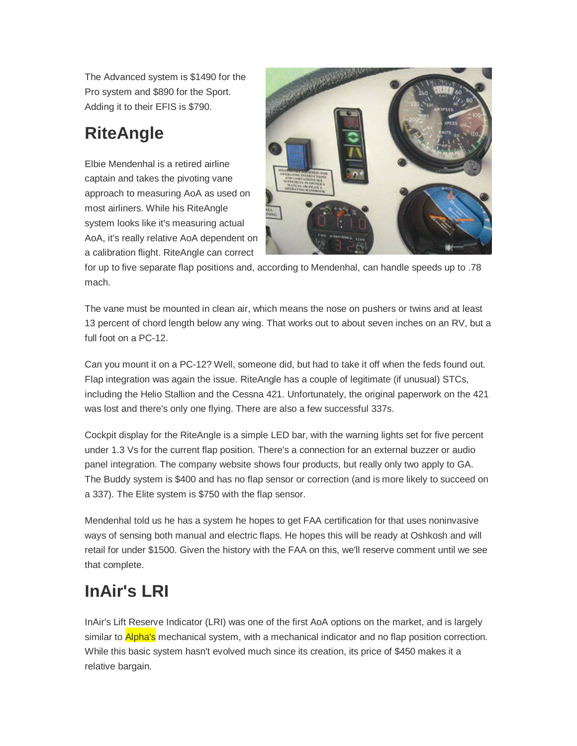The Advanced system is $1490 for the Pro system and $890 for the Sport. Adding it to their EFIS is $790.

## RiteAngle

Elbie Mendenhal is a retired airline captain and takes the pivoting vane approach to measuring AoA as used on most airliners. While his RiteAngle system looks like it's measuring actual AoA, it's really relative AoA dependent on a calibration flight. RiteAngle can correct for up to five separate flap positions and, according to Mendenhal, can handle speeds up to .78 mach.

The vane must be mounted in clean air, which means the nose on pushers or twins and at least 13 percent of chord length below any wing. That works out to about seven inches on an RV, but a full foot on a PC-12.

Can you mount it on a PC-12? Well, someone did, but had to take it off when the feds found out. Flap integration was again the issue. RiteAngle has a couple of legitimate (if unusual) STCs, including the Helio Stallion and the Cessna 421. Unfortunately, the original paperwork on the 421 was lost and there's only one flying. There are also a few successful 337s.

Cockpit display for the RiteAngle is a simple LED bar, with the warning lights set for five percent under 1.3 Vs for the current flap position. There's a connection for an external buzzer or audio panel integration. The company website shows four products, but really only two apply to GA. The Buddy system is $400 and has no flap sensor or correction (and is more likely to succeed on a 337). The Elite system is $750 with the flap sensor.

Mendenhal told us he has a system he hopes to get FAA certification for that uses noninvasive ways of sensing both manual and electric flaps. He hopes this will be ready at Oshkosh and will retail for under $1500. Given the history with the FAA on this, we'll reserve comment until we see that complete.

## InAir's LRI

InAir's Lift Reserve Indicator (LRI) was one of the first AoA options on the market, and is largely similar to Alpha's mechanical system, with a mechanical indicator and no flap position correction. While this basic system hasn't evolved much since its creation, its price of $450 makes it a relative bargain.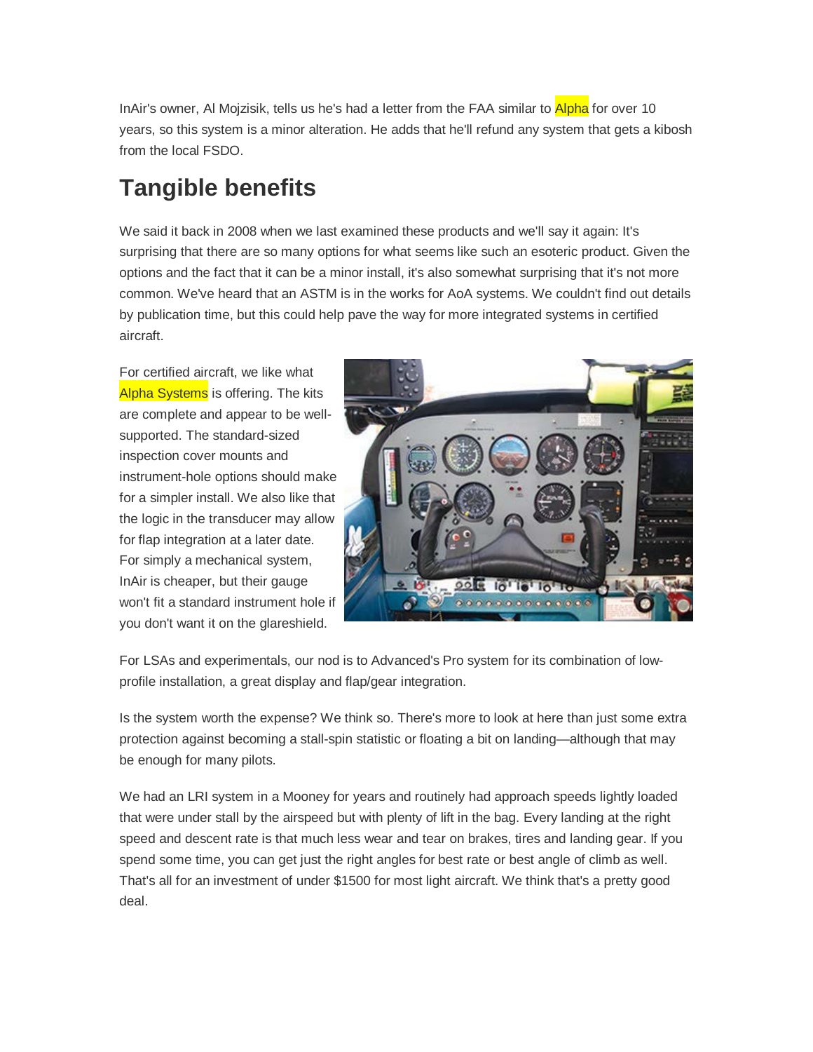InAir's owner, Al Mojzisik, tells us he's had a letter from the FAA similar to Alpha for over 10 years, so this system is a minor alteration. He adds that he'll refund any system that gets a kibosh from the local FSDO.

## Tangible benefits

We said it back in 2008 when we last examined these products and we'll say it again: It's surprising that there are so many options for what seems like such an esoteric product. Given the options and the fact that it can be a minor install, it's also somewhat surprising that it's not more common. We've heard that an ASTM is in the works for AoA systems. We couldn't find out details by publication time, but this could help pave the way for more integrated systems in certified aircraft.

For certified aircraft, we like what Alpha Systems is offering. The kits are complete and appear to be well-supported. The standard-sized inspection cover mounts and instrument-hole options should make for a simpler install. We also like that the logic in the transducer may allow for flap integration at a later date. For simply a mechanical system, InAir is cheaper, but their gauge won't fit a standard instrument hole if you don't want it on the glareshield.

For LSAs and experimentals, our nod is to Advanced's Pro system for its combination of low-profile installation, a great display and flap/gear integration.

Is the system worth the expense? We think so. There's more to look at here than just some extra protection against becoming a stall-spin statistic or floating a bit on landing—although that may be enough for many pilots.

We had an LRI system in a Mooney for years and routinely had approach speeds lightly loaded that were under stall by the airspeed but with plenty of lift in the bag. Every landing at the right speed and descent rate is that much less wear and tear on brakes, tires and landing gear. If you spend some time, you can get just the right angles for best rate or best angle of climb as well. That's all for an investment of under $1500 for most light aircraft. We think that's a pretty good deal.